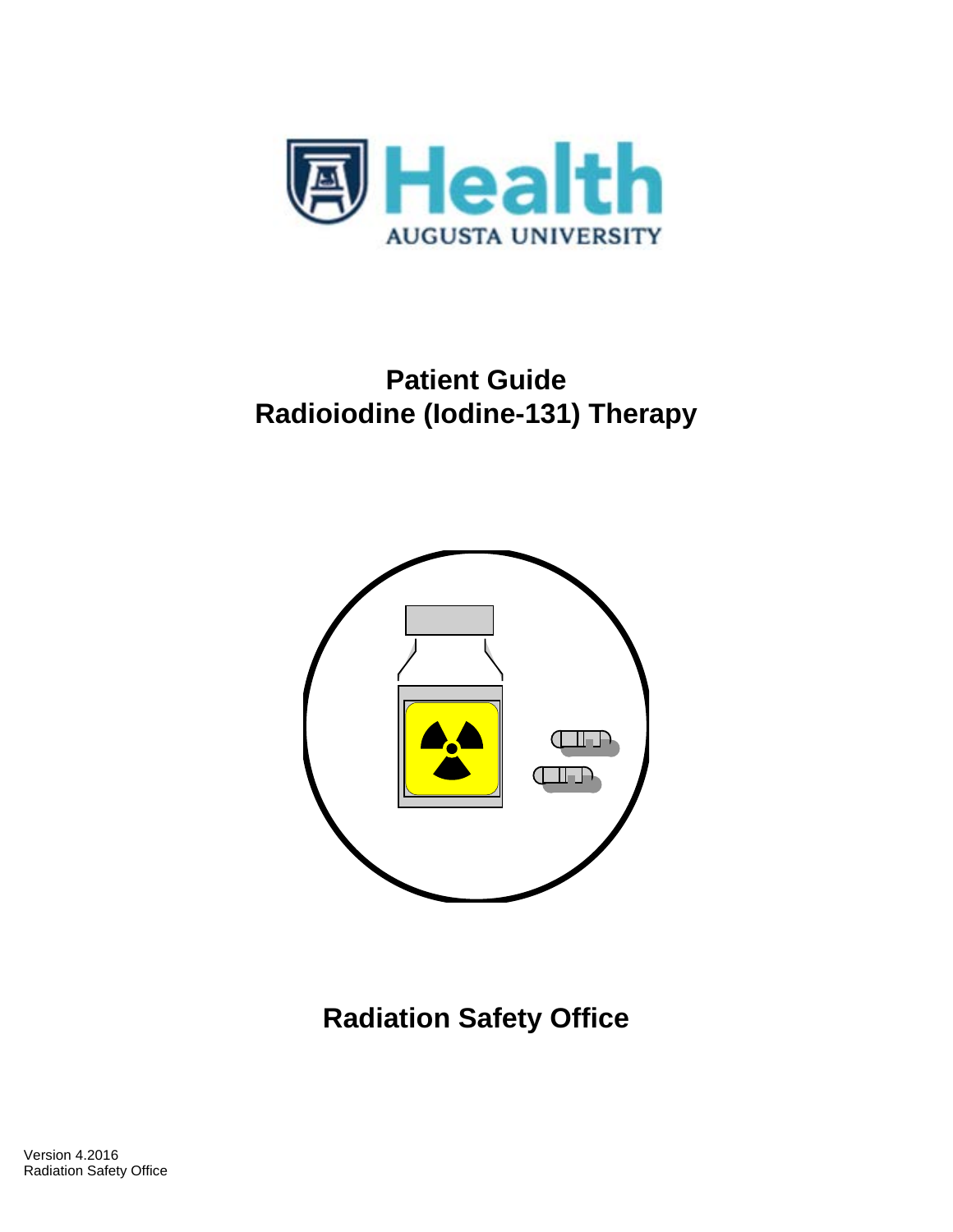Health
AUGUSTA UNIVERSITY

# Patient Guide
# Radioiodine (Iodine-131) Therapy

## Radiation Safety Office

Version 4.2016
Radiation Safety Office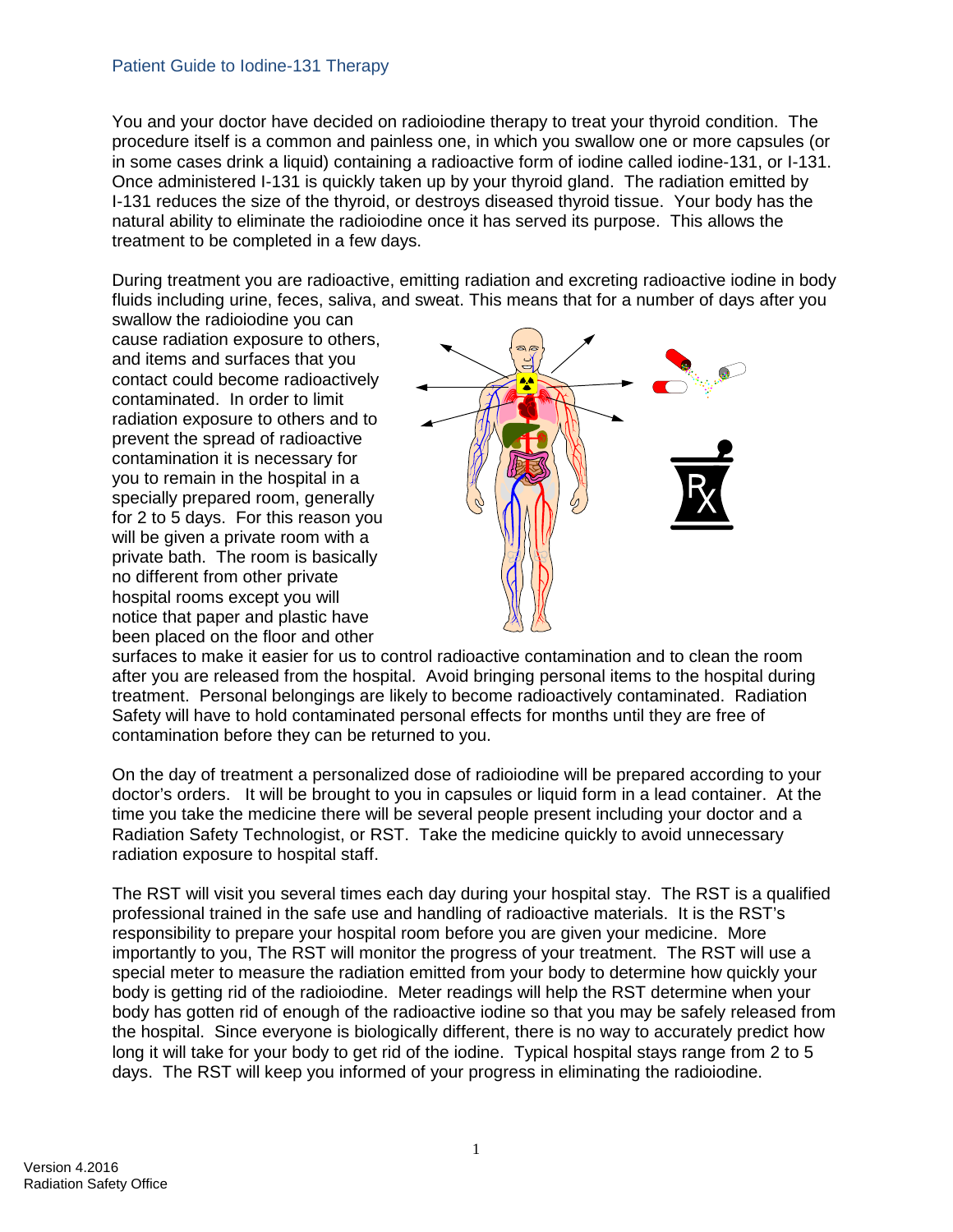## Patient Guide to Iodine-131 Therapy

You and your doctor have decided on radioiodine therapy to treat your thyroid condition. The procedure itself is a common and painless one, in which you swallow one or more capsules (or in some cases drink a liquid) containing a radioactive form of iodine called iodine-131, or I-131. Once administered I-131 is quickly taken up by your thyroid gland. The radiation emitted by I-131 reduces the size of the thyroid, or destroys diseased thyroid tissue. Your body has the natural ability to eliminate the radioiodine once it has served its purpose. This allows the treatment to be completed in a few days.

During treatment you are radioactive, emitting radiation and excreting radioactive iodine in body fluids including urine, feces, saliva, and sweat. This means that for a number of days after you swallow the radioiodine you can cause radiation exposure to others, and items and surfaces that you contact could become radioactively contaminated. In order to limit radiation exposure to others and to prevent the spread of radioactive contamination it is necessary for you to remain in the hospital in a specially prepared room, generally for 2 to 5 days. For this reason you will be given a private room with a private bath. The room is basically no different from other private hospital rooms except you will notice that paper and plastic have been placed on the floor and other surfaces to make it easier for us to control radioactive contamination and to clean the room after you are released from the hospital. Avoid bringing personal items to the hospital during treatment. Personal belongings are likely to become radioactively contaminated. Radiation Safety will have to hold contaminated personal effects for months until they are free of contamination before they can be returned to you.

On the day of treatment a personalized dose of radioiodine will be prepared according to your doctor's orders. It will be brought to you in capsules or liquid form in a lead container. At the time you take the medicine there will be several people present including your doctor and a Radiation Safety Technologist, or RST. Take the medicine quickly to avoid unnecessary radiation exposure to hospital staff.

The RST will visit you several times each day during your hospital stay. The RST is a qualified professional trained in the safe use and handling of radioactive materials. It is the RST's responsibility to prepare your hospital room before you are given your medicine. More importantly to you, The RST will monitor the progress of your treatment. The RST will use a special meter to measure the radiation emitted from your body to determine how quickly your body is getting rid of the radioiodine. Meter readings will help the RST determine when your body has gotten rid of enough of the radioactive iodine so that you may be safely released from the hospital. Since everyone is biologically different, there is no way to accurately predict how long it will take for your body to get rid of the iodine. Typical hospital stays range from 2 to 5 days. The RST will keep you informed of your progress in eliminating the radioiodine.

Version 4.2016
Radiation Safety Office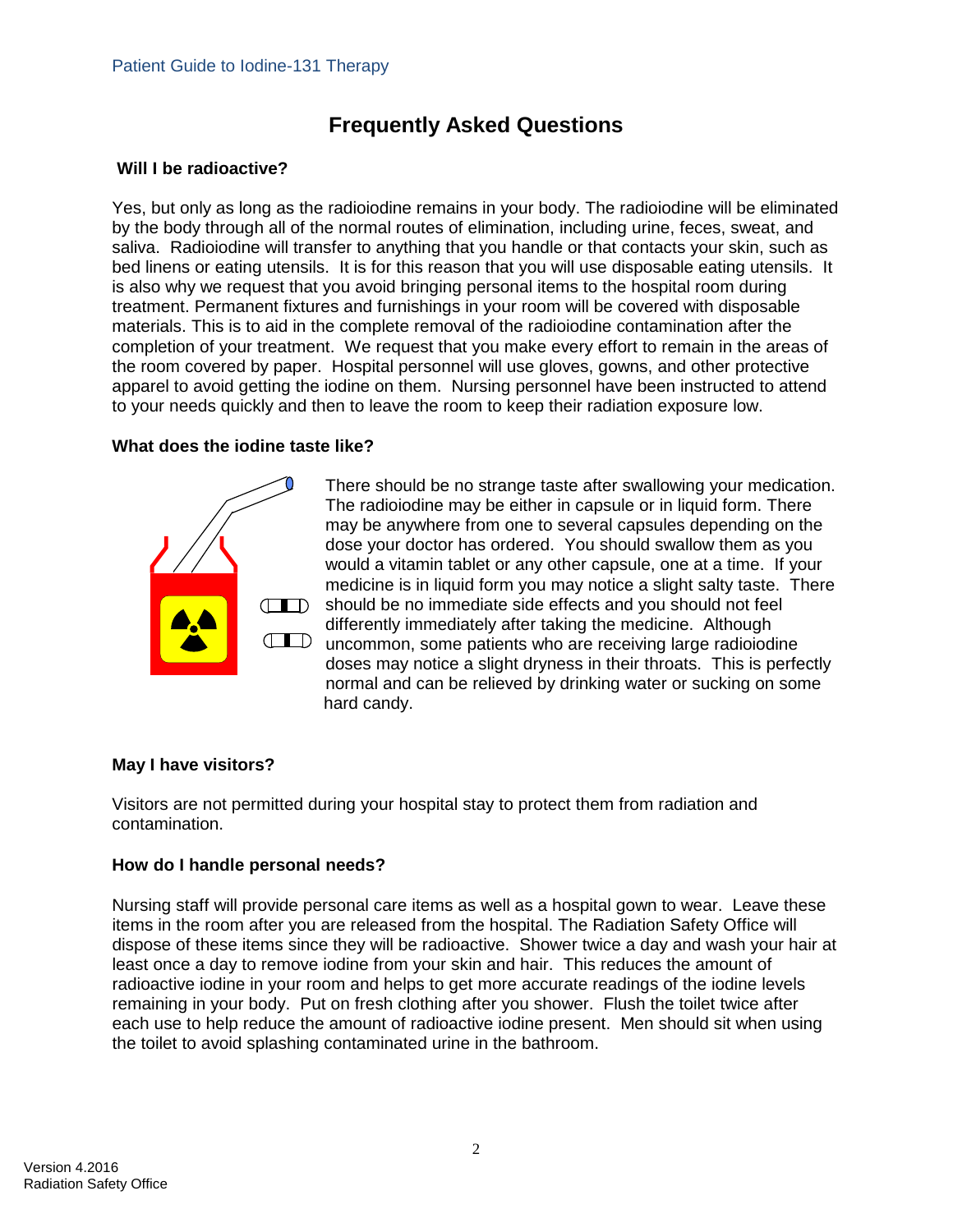# Frequently Asked Questions

### Will I be radioactive?

Yes, but only as long as the radioiodine remains in your body. The radioiodine will be eliminated by the body through all of the normal routes of elimination, including urine, feces, sweat, and saliva. Radioiodine will transfer to anything that you handle or that contacts your skin, such as bed linens or eating utensils. It is for this reason that you will use disposable eating utensils. It is also why we request that you avoid bringing personal items to the hospital room during treatment. Permanent fixtures and furnishings in your room will be covered with disposable materials. This is to aid in the complete removal of the radioiodine contamination after the completion of your treatment. We request that you make every effort to remain in the areas of the room covered by paper. Hospital personnel will use gloves, gowns, and other protective apparel to avoid getting the iodine on them. Nursing personnel have been instructed to attend to your needs quickly and then to leave the room to keep their radiation exposure low.

### What does the iodine taste like?

There should be no strange taste after swallowing your medication. The radioiodine may be either in capsule or in liquid form. There may be anywhere from one to several capsules depending on the dose your doctor has ordered. You should swallow them as you would a vitamin tablet or any other capsule, one at a time. If your medicine is in liquid form you may notice a slight salty taste. There should be no immediate side effects and you should not feel differently immediately after taking the medicine. Although uncommon, some patients who are receiving large radioiodine doses may notice a slight dryness in their throats. This is perfectly normal and can be relieved by drinking water or sucking on some hard candy.

### May I have visitors?

Visitors are not permitted during your hospital stay to protect them from radiation and contamination.

### How do I handle personal needs?

Nursing staff will provide personal care items as well as a hospital gown to wear. Leave these items in the room after you are released from the hospital. The Radiation Safety Office will dispose of these items since they will be radioactive. Shower twice a day and wash your hair at least once a day to remove iodine from your skin and hair. This reduces the amount of radioactive iodine in your room and helps to get more accurate readings of the iodine levels remaining in your body. Put on fresh clothing after you shower. Flush the toilet twice after each use to help reduce the amount of radioactive iodine present. Men should sit when using the toilet to avoid splashing contaminated urine in the bathroom.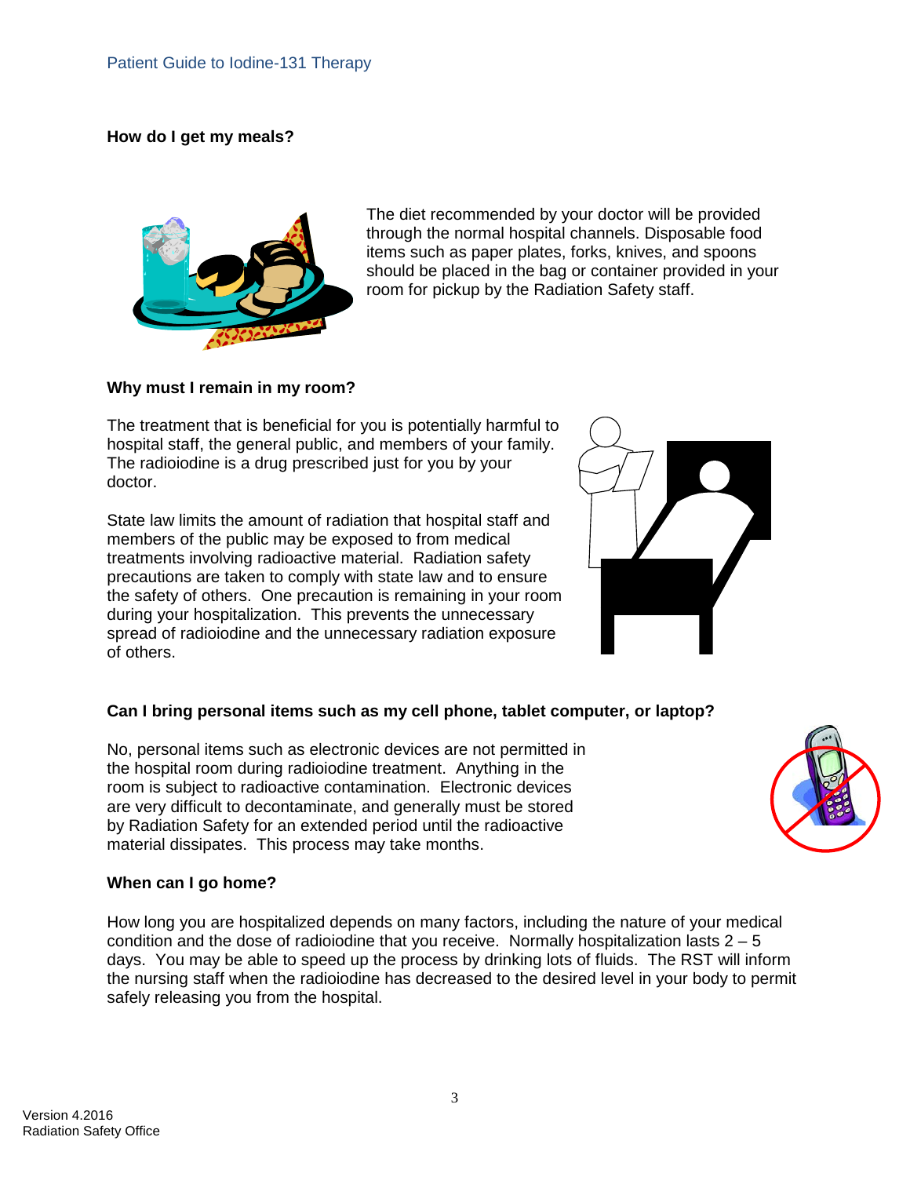### How do I get my meals?

The diet recommended by your doctor will be provided through the normal hospital channels. Disposable food items such as paper plates, forks, knives, and spoons should be placed in the bag or container provided in your room for pickup by the Radiation Safety staff.

### Why must I remain in my room?

The treatment that is beneficial for you is potentially harmful to hospital staff, the general public, and members of your family. The radioiodine is a drug prescribed just for you by your doctor.

State law limits the amount of radiation that hospital staff and members of the public may be exposed to from medical treatments involving radioactive material. Radiation safety precautions are taken to comply with state law and to ensure the safety of others. One precaution is remaining in your room during your hospitalization. This prevents the unnecessary spread of radioiodine and the unnecessary radiation exposure of others.

### Can I bring personal items such as my cell phone, tablet computer, or laptop?

No, personal items such as electronic devices are not permitted in the hospital room during radioiodine treatment. Anything in the room is subject to radioactive contamination. Electronic devices are very difficult to decontaminate, and generally must be stored by Radiation Safety for an extended period until the radioactive material dissipates. This process may take months.

### When can I go home?

How long you are hospitalized depends on many factors, including the nature of your medical condition and the dose of radioiodine that you receive. Normally hospitalization lasts 2 – 5 days. You may be able to speed up the process by drinking lots of fluids. The RST will inform the nursing staff when the radioiodine has decreased to the desired level in your body to permit safely releasing you from the hospital.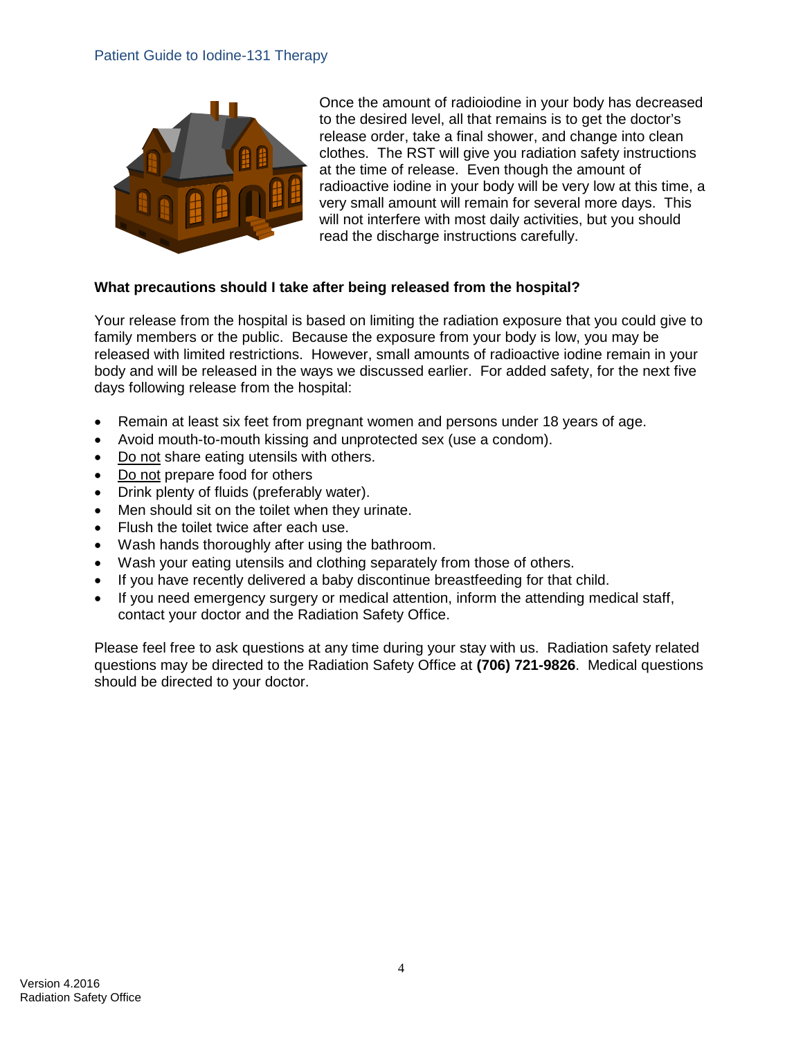Once the amount of radioiodine in your body has decreased to the desired level, all that remains is to get the doctor's release order, take a final shower, and change into clean clothes. The RST will give you radiation safety instructions at the time of release. Even though the amount of radioactive iodine in your body will be very low at this time, a very small amount will remain for several more days. This will not interfere with most daily activities, but you should read the discharge instructions carefully.

**What precautions should I take after being released from the hospital?**

Your release from the hospital is based on limiting the radiation exposure that you could give to family members or the public. Because the exposure from your body is low, you may be released with limited restrictions. However, small amounts of radioactive iodine remain in your body and will be released in the ways we discussed earlier. For added safety, for the next five days following release from the hospital:

- Remain at least six feet from pregnant women and persons under 18 years of age.
- Avoid mouth-to-mouth kissing and unprotected sex (use a condom).
- Do not share eating utensils with others.
- Do not prepare food for others
- Drink plenty of fluids (preferably water).
- Men should sit on the toilet when they urinate.
- Flush the toilet twice after each use.
- Wash hands thoroughly after using the bathroom.
- Wash your eating utensils and clothing separately from those of others.
- If you have recently delivered a baby discontinue breastfeeding for that child.
- If you need emergency surgery or medical attention, inform the attending medical staff, contact your doctor and the Radiation Safety Office.

Please feel free to ask questions at any time during your stay with us. Radiation safety related questions may be directed to the Radiation Safety Office at **(706) 721-9826**. Medical questions should be directed to your doctor.